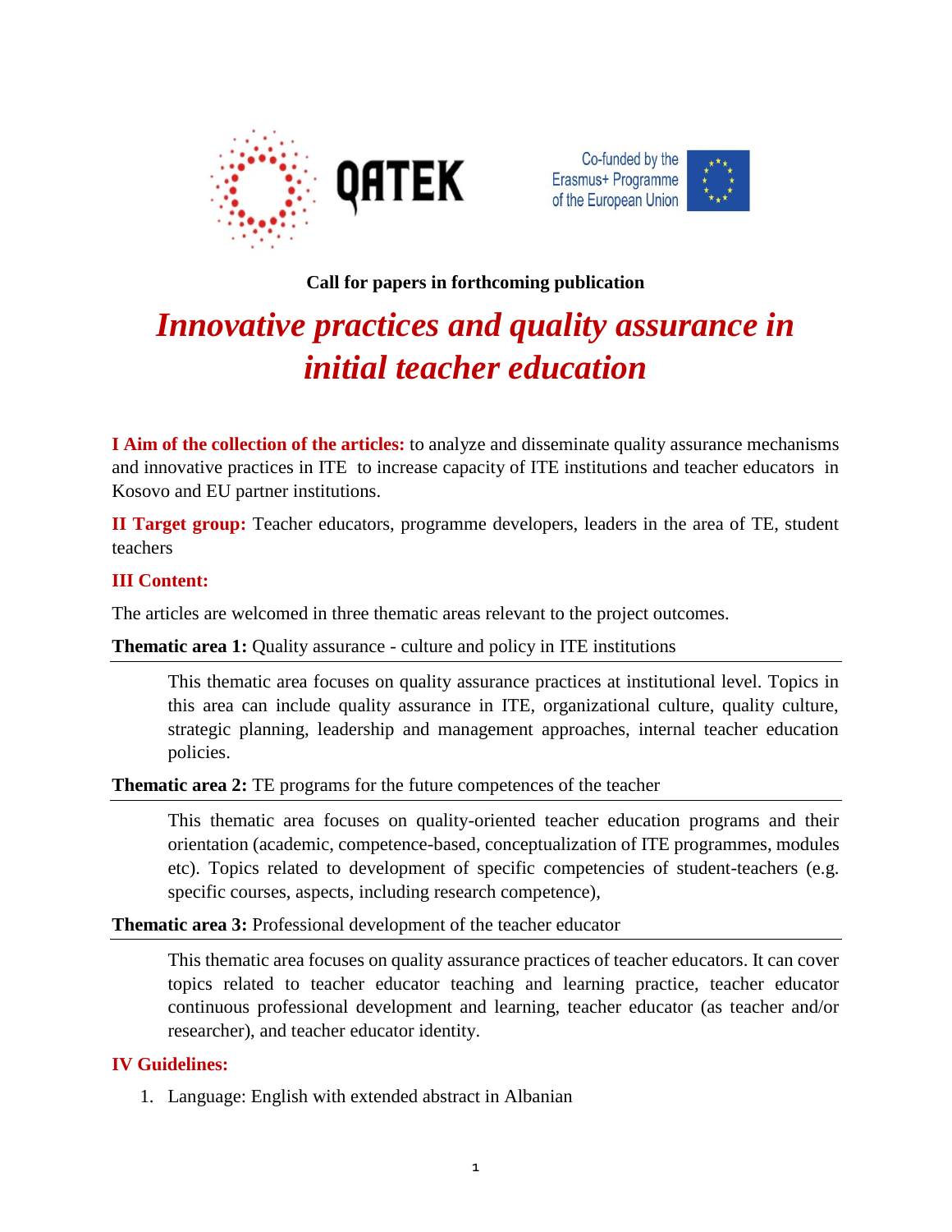QATEK

Co-funded by the Erasmus+ Programme of the European Union

**Call for papers in forthcoming publication**

# *Innovative practices and quality assurance in initial teacher education*

**I Aim of the collection of the articles:** to analyze and disseminate quality assurance mechanisms and innovative practices in ITE to increase capacity of ITE institutions and teacher educators in Kosovo and EU partner institutions.

**II Target group:** Teacher educators, programme developers, leaders in the area of TE, student teachers

**III Content:**

The articles are welcomed in three thematic areas relevant to the project outcomes.

**Thematic area 1:** Quality assurance - culture and policy in ITE institutions

> This thematic area focuses on quality assurance practices at institutional level. Topics in this area can include quality assurance in ITE, organizational culture, quality culture, strategic planning, leadership and management approaches, internal teacher education policies.

**Thematic area 2:** TE programs for the future competences of the teacher

> This thematic area focuses on quality-oriented teacher education programs and their orientation (academic, competence-based, conceptualization of ITE programmes, modules etc). Topics related to development of specific competencies of student-teachers (e.g. specific courses, aspects, including research competence),

**Thematic area 3:** Professional development of the teacher educator

> This thematic area focuses on quality assurance practices of teacher educators. It can cover topics related to teacher educator teaching and learning practice, teacher educator continuous professional development and learning, teacher educator (as teacher and/or researcher), and teacher educator identity.

**IV Guidelines:**

1. Language: English with extended abstract in Albanian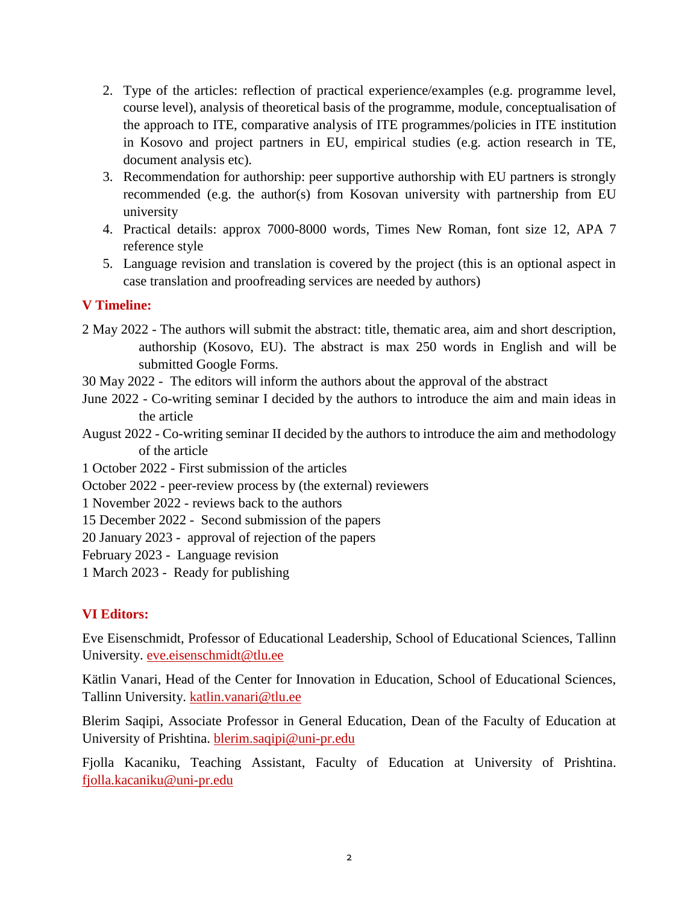2. Type of the articles: reflection of practical experience/examples (e.g. programme level, course level), analysis of theoretical basis of the programme, module, conceptualisation of the approach to ITE, comparative analysis of ITE programmes/policies in ITE institution in Kosovo and project partners in EU, empirical studies (e.g. action research in TE, document analysis etc).
3. Recommendation for authorship: peer supportive authorship with EU partners is strongly recommended (e.g. the author(s) from Kosovan university with partnership from EU university
4. Practical details: approx 7000-8000 words, Times New Roman, font size 12, APA 7 reference style
5. Language revision and translation is covered by the project (this is an optional aspect in case translation and proofreading services are needed by authors)

## V Timeline:

2 May 2022 - The authors will submit the abstract: title, thematic area, aim and short description, authorship (Kosovo, EU). The abstract is max 250 words in English and will be submitted Google Forms.

30 May 2022 - The editors will inform the authors about the approval of the abstract

June 2022 - Co-writing seminar I decided by the authors to introduce the aim and main ideas in the article

August 2022 - Co-writing seminar II decided by the authors to introduce the aim and methodology of the article

1 October 2022 - First submission of the articles

October 2022 - peer-review process by (the external) reviewers

1 November 2022 - reviews back to the authors

15 December 2022 - Second submission of the papers

20 January 2023 - approval of rejection of the papers

February 2023 - Language revision

1 March 2023 - Ready for publishing

## VI Editors:

Eve Eisenschmidt, Professor of Educational Leadership, School of Educational Sciences, Tallinn University. eve.eisenschmidt@tlu.ee

Kätlin Vanari, Head of the Center for Innovation in Education, School of Educational Sciences, Tallinn University. katlin.vanari@tlu.ee

Blerim Saqipi, Associate Professor in General Education, Dean of the Faculty of Education at University of Prishtina. blerim.saqipi@uni-pr.edu

Fjolla Kacaniku, Teaching Assistant, Faculty of Education at University of Prishtina. fjolla.kacaniku@uni-pr.edu